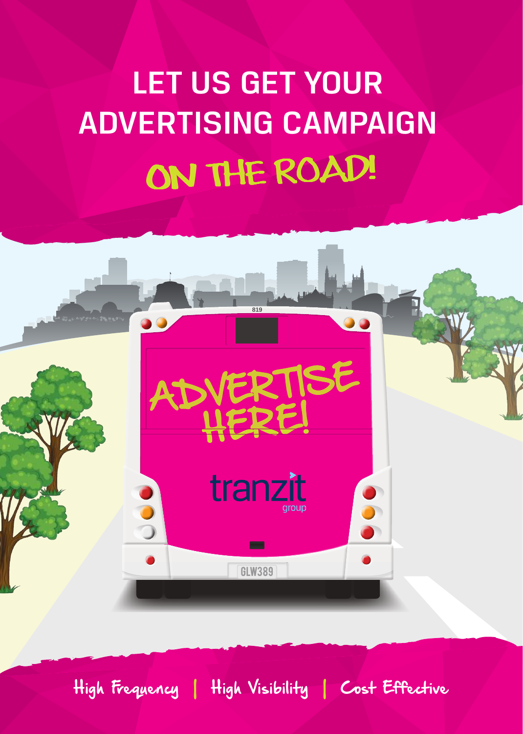# LET US GET YOUR ADVERTISING CAMPAIGN ON THE ROAD!

ADVERTISE HERE!

tranzit group

High Frequency | High Visibility | Cost Effective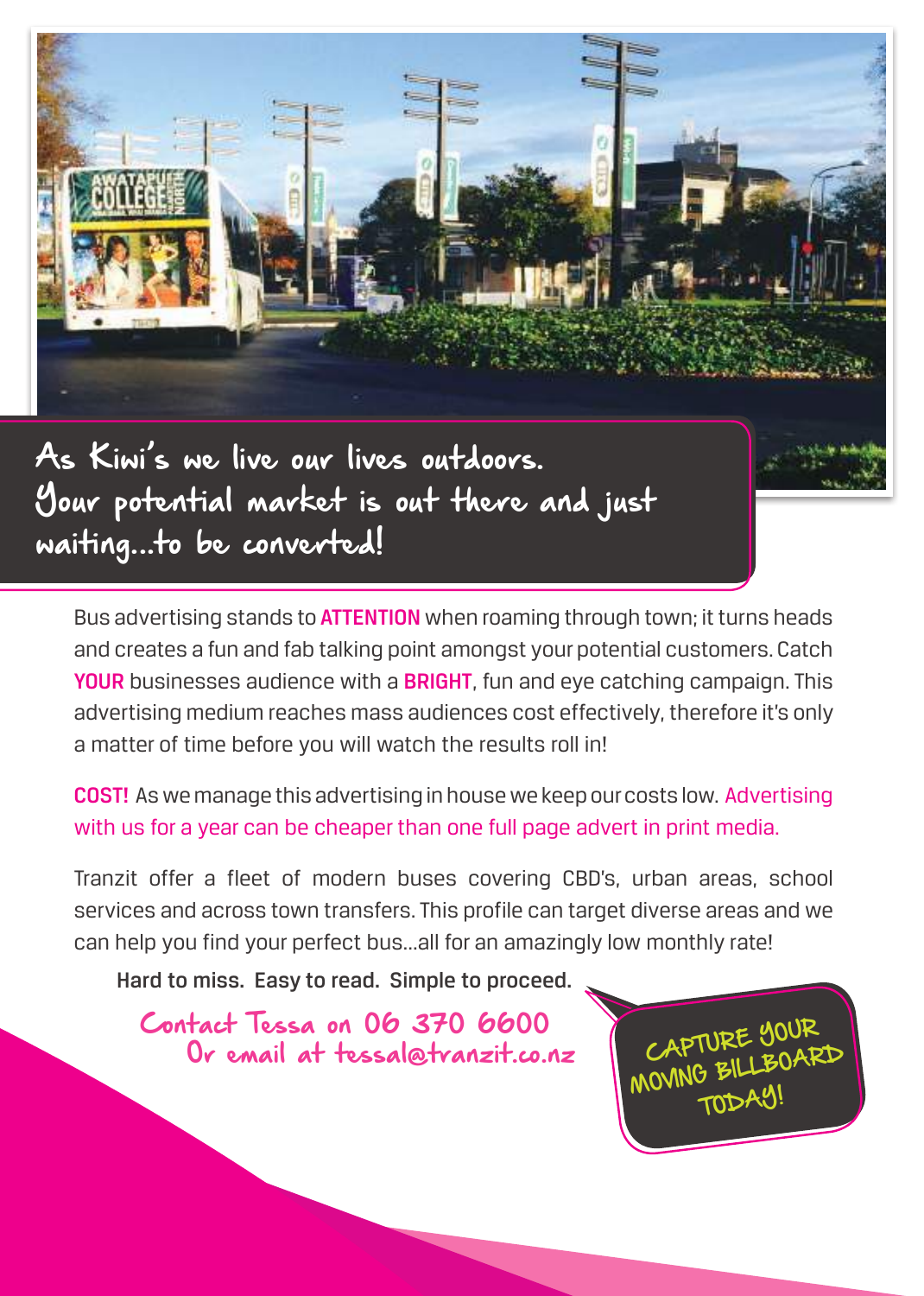## As Kiwi's we live our lives outdoors. Your potential market is out there and just waiting...to be converted!

Bus advertising stands to **ATTENTION** when roaming through town; it turns heads and creates a fun and fab talking point amongst your potential customers. Catch **YOUR** businesses audience with a **BRIGHT**, fun and eye catching campaign. This advertising medium reaches mass audiences cost effectively, therefore it's only a matter of time before you will watch the results roll in!

**COST!** As we manage this advertising in house we keep our costs low. Advertising with us for a year can be cheaper than one full page advert in print media.

Tranzit offer a fleet of modern buses covering CBD's, urban areas, school services and across town transfers. This profile can target diverse areas and we can help you find your perfect bus...all for an amazingly low monthly rate!

**Hard to miss. Easy to read. Simple to proceed.**

Contact Tessa on 06 370 6600
Or email at tessal@tranzit.co.nz

CAPTURE YOUR MOVING BILLBOARD TODAY!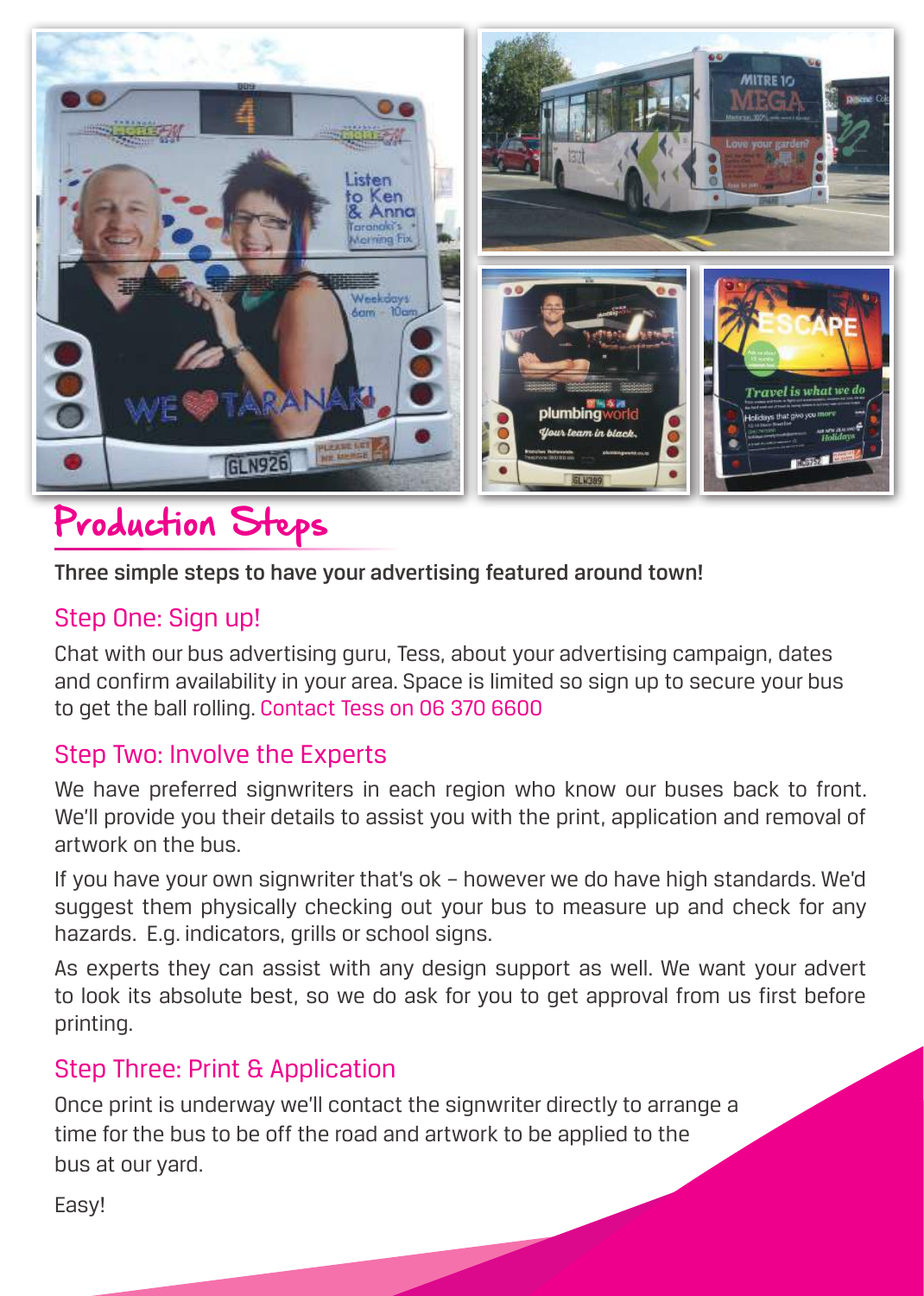## Production Steps

**Three simple steps to have your advertising featured around town!**

### Step One: Sign up!

Chat with our bus advertising guru, Tess, about your advertising campaign, dates and confirm availability in your area. Space is limited so sign up to secure your bus to get the ball rolling. Contact Tess on 06 370 6600

### Step Two: Involve the Experts

We have preferred signwriters in each region who know our buses back to front. We'll provide you their details to assist you with the print, application and removal of artwork on the bus.

If you have your own signwriter that's ok – however we do have high standards. We'd suggest them physically checking out your bus to measure up and check for any hazards. E.g. indicators, grills or school signs.

As experts they can assist with any design support as well. We want your advert to look its absolute best, so we do ask for you to get approval from us first before printing.

### Step Three: Print & Application

Once print is underway we'll contact the signwriter directly to arrange a time for the bus to be off the road and artwork to be applied to the bus at our yard.

Easy!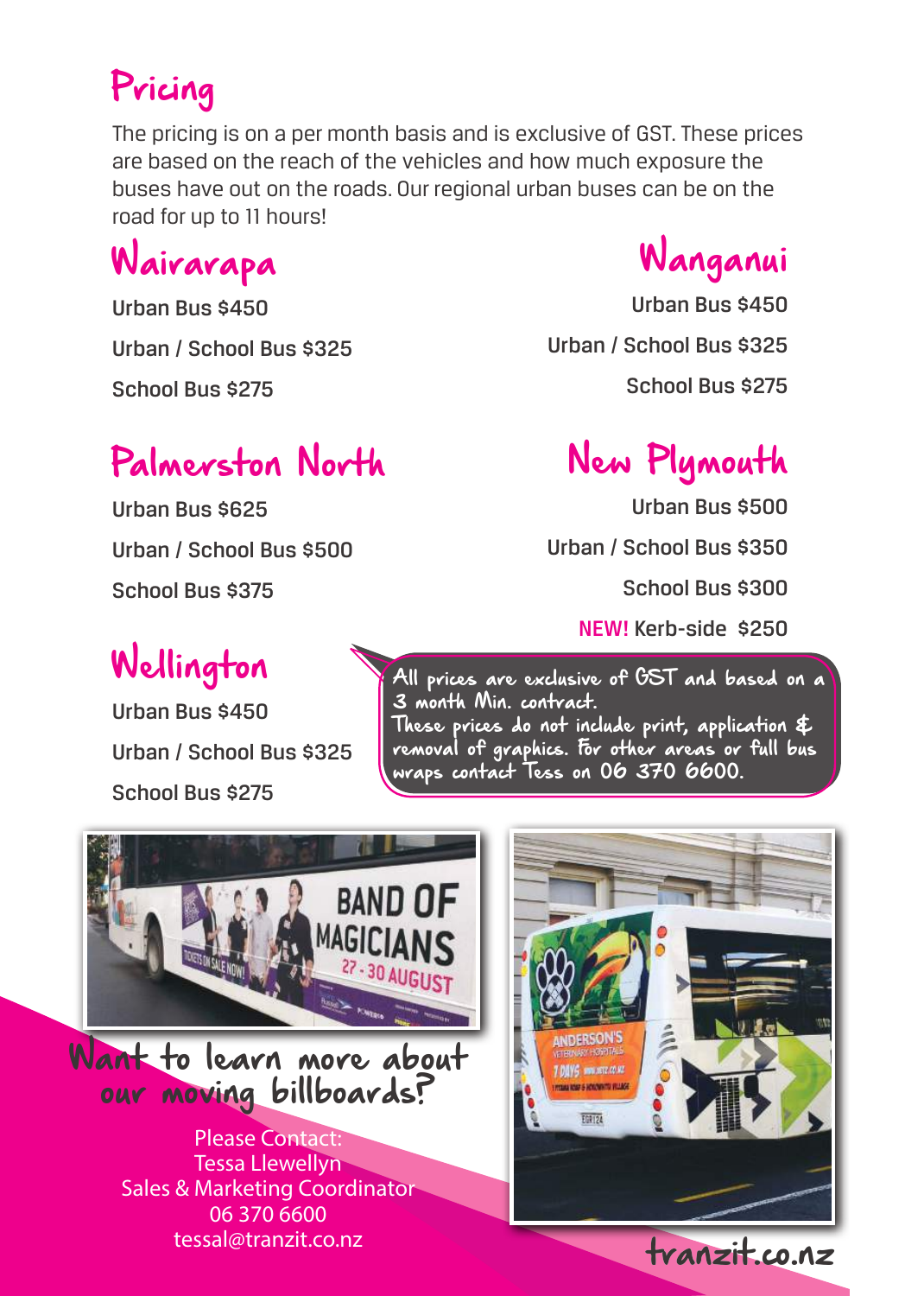# Pricing

The pricing is on a per month basis and is exclusive of GST. These prices are based on the reach of the vehicles and how much exposure the buses have out on the roads. Our regional urban buses can be on the road for up to 11 hours!

## Wairarapa

Urban Bus $450

Urban / School Bus $325

School Bus $275

## Wanganui

Urban Bus $450

Urban / School Bus $325

School Bus $275

## Palmerston North

Urban Bus $625

Urban / School Bus $500

School Bus $375

## New Plymouth

Urban Bus $500

Urban / School Bus $350

School Bus $300

**NEW!** Kerb-side $250

## Wellington

Urban Bus $450

Urban / School Bus $325

School Bus $275

All prices are exclusive of GST and based on a 3 month Min. contract.
These prices do not include print, application & removal of graphics. For other areas or full bus wraps contact Tess on 06 370 6600.

## Want to learn more about our moving billboards?

Please Contact:
Tessa Llewellyn
Sales & Marketing Coordinator
06 370 6600
tessal@tranzit.co.nz

tranzit.co.nz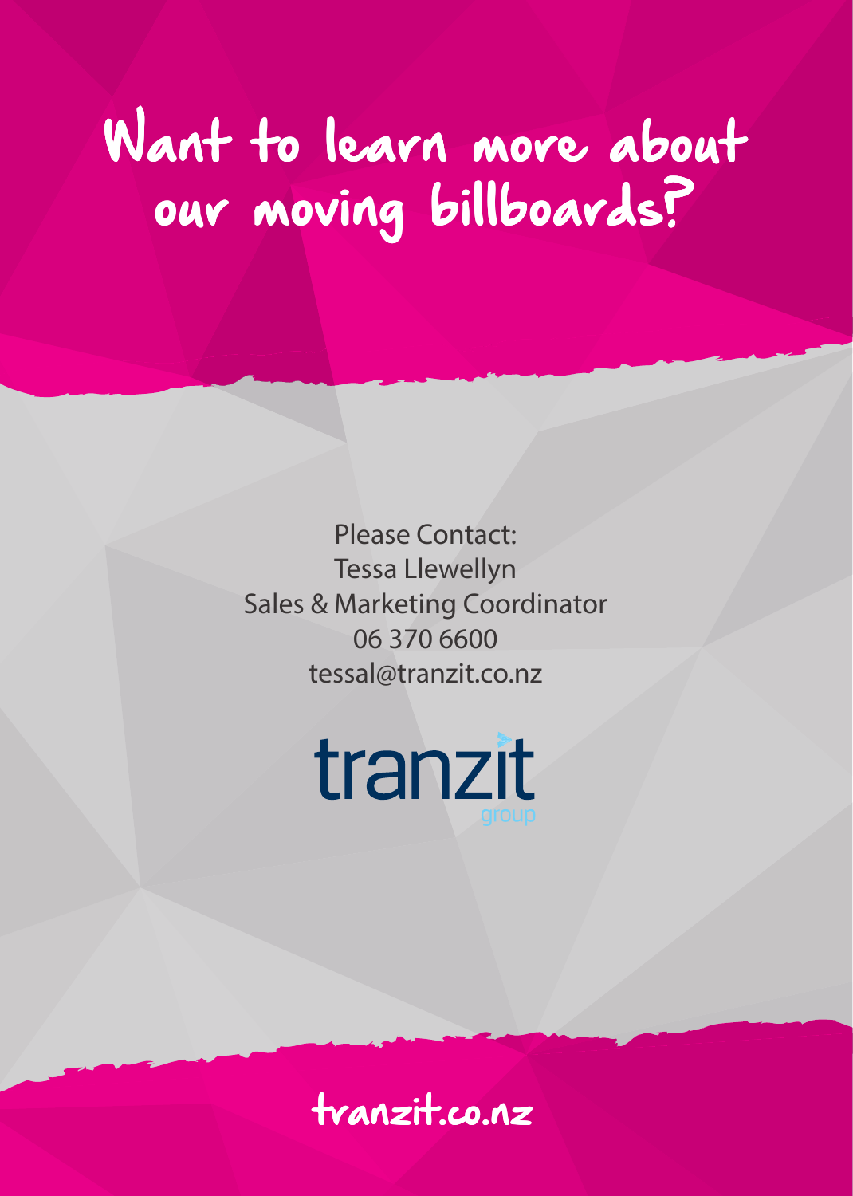# Want to learn more about our moving billboards?

Please Contact:
Tessa Llewellyn
Sales & Marketing Coordinator
06 370 6600
tessal@tranzit.co.nz

tranzit group

tranzit.co.nz